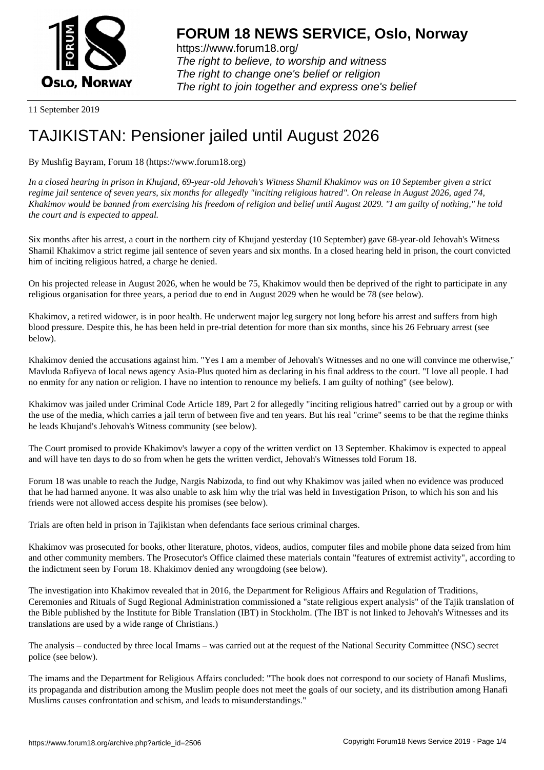# FORUM 18 NEWS SERVICE, Oslo, Norway

https://www.forum18.org/
*The right to believe, to worship and witness*
*The right to change one's belief or religion*
*The right to join together and express one's belief*

11 September 2019

# TAJIKISTAN: Pensioner jailed until August 2026

By Mushfig Bayram, Forum 18 (https://www.forum18.org)

*In a closed hearing in prison in Khujand, 69-year-old Jehovah's Witness Shamil Khakimov was on 10 September given a strict regime jail sentence of seven years, six months for allegedly "inciting religious hatred". On release in August 2026, aged 74, Khakimov would be banned from exercising his freedom of religion and belief until August 2029. "I am guilty of nothing," he told the court and is expected to appeal.*

Six months after his arrest, a court in the northern city of Khujand yesterday (10 September) gave 68-year-old Jehovah's Witness Shamil Khakimov a strict regime jail sentence of seven years and six months. In a closed hearing held in prison, the court convicted him of inciting religious hatred, a charge he denied.

On his projected release in August 2026, when he would be 75, Khakimov would then be deprived of the right to participate in any religious organisation for three years, a period due to end in August 2029 when he would be 78 (see below).

Khakimov, a retired widower, is in poor health. He underwent major leg surgery not long before his arrest and suffers from high blood pressure. Despite this, he has been held in pre-trial detention for more than six months, since his 26 February arrest (see below).

Khakimov denied the accusations against him. "Yes I am a member of Jehovah's Witnesses and no one will convince me otherwise," Mavluda Rafiyeva of local news agency Asia-Plus quoted him as declaring in his final address to the court. "I love all people. I had no enmity for any nation or religion. I have no intention to renounce my beliefs. I am guilty of nothing" (see below).

Khakimov was jailed under Criminal Code Article 189, Part 2 for allegedly "inciting religious hatred" carried out by a group or with the use of the media, which carries a jail term of between five and ten years. But his real "crime" seems to be that the regime thinks he leads Khujand's Jehovah's Witness community (see below).

The Court promised to provide Khakimov's lawyer a copy of the written verdict on 13 September. Khakimov is expected to appeal and will have ten days to do so from when he gets the written verdict, Jehovah's Witnesses told Forum 18.

Forum 18 was unable to reach the Judge, Nargis Nabizoda, to find out why Khakimov was jailed when no evidence was produced that he had harmed anyone. It was also unable to ask him why the trial was held in Investigation Prison, to which his son and his friends were not allowed access despite his promises (see below).

Trials are often held in prison in Tajikistan when defendants face serious criminal charges.

Khakimov was prosecuted for books, other literature, photos, videos, audios, computer files and mobile phone data seized from him and other community members. The Prosecutor's Office claimed these materials contain "features of extremist activity", according to the indictment seen by Forum 18. Khakimov denied any wrongdoing (see below).

The investigation into Khakimov revealed that in 2016, the Department for Religious Affairs and Regulation of Traditions, Ceremonies and Rituals of Sugd Regional Administration commissioned a "state religious expert analysis" of the Tajik translation of the Bible published by the Institute for Bible Translation (IBT) in Stockholm. (The IBT is not linked to Jehovah's Witnesses and its translations are used by a wide range of Christians.)

The analysis – conducted by three local Imams – was carried out at the request of the National Security Committee (NSC) secret police (see below).

The imams and the Department for Religious Affairs concluded: "The book does not correspond to our society of Hanafi Muslims, its propaganda and distribution among the Muslim people does not meet the goals of our society, and its distribution among Hanafi Muslims causes confrontation and schism, and leads to misunderstandings."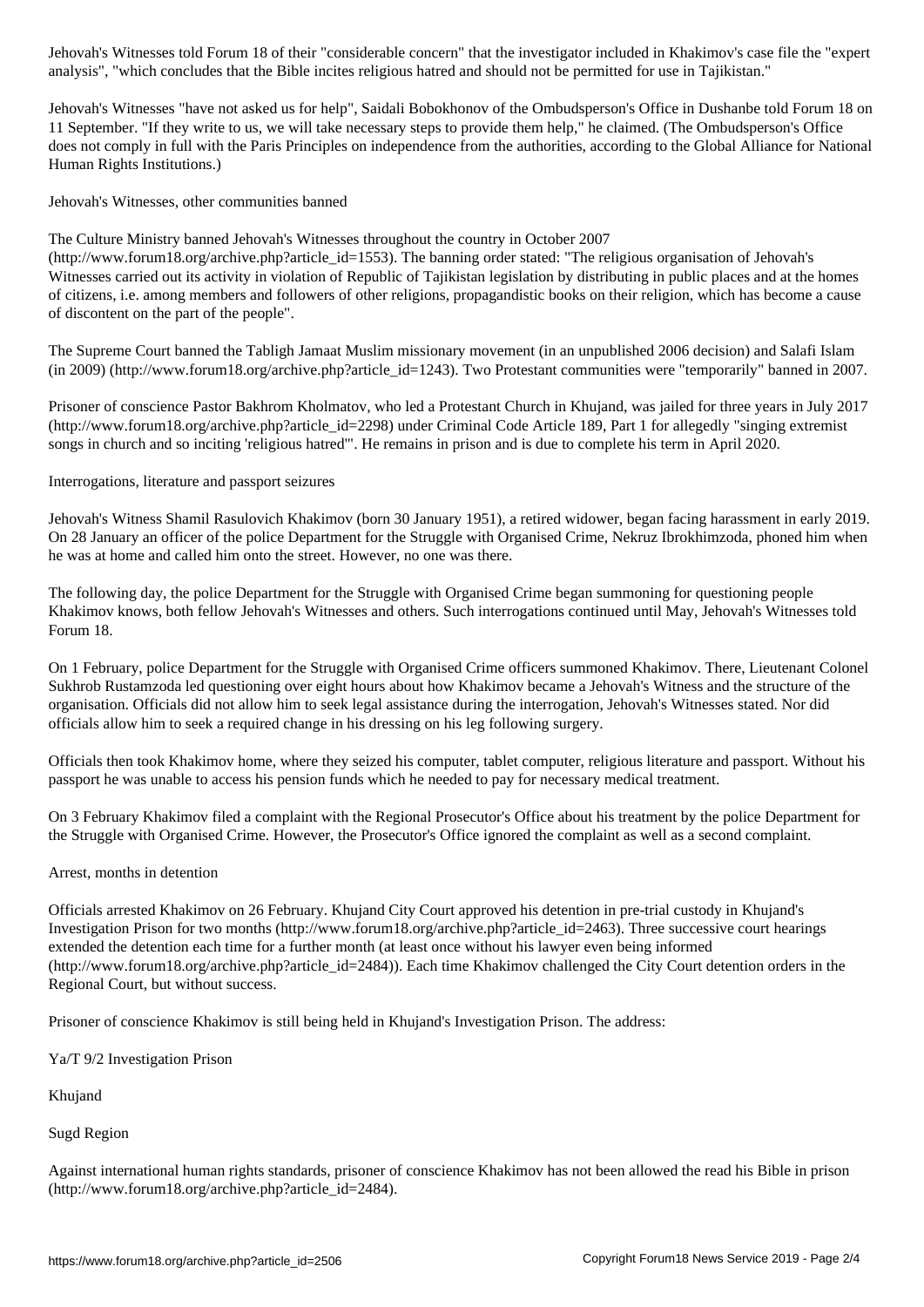Jehovah's Witnesses told Forum 18 of their "considerable concern" that the investigator included in Khakimov's case file the "expert analysis", "which concludes that the Bible incites religious hatred and should not be permitted for use in Tajikistan."

Jehovah's Witnesses "have not asked us for help", Saidali Bobokhonov of the Ombudsperson's Office in Dushanbe told Forum 18 on 11 September. "If they write to us, we will take necessary steps to provide them help," he claimed. (The Ombudsperson's Office does not comply in full with the Paris Principles on independence from the authorities, according to the Global Alliance for National Human Rights Institutions.)

## Jehovah's Witnesses, other communities banned

The Culture Ministry banned Jehovah's Witnesses throughout the country in October 2007 (http://www.forum18.org/archive.php?article_id=1553). The banning order stated: "The religious organisation of Jehovah's Witnesses carried out its activity in violation of Republic of Tajikistan legislation by distributing in public places and at the homes of citizens, i.e. among members and followers of other religions, propagandistic books on their religion, which has become a cause of discontent on the part of the people".

The Supreme Court banned the Tabligh Jamaat Muslim missionary movement (in an unpublished 2006 decision) and Salafi Islam (in 2009) (http://www.forum18.org/archive.php?article_id=1243). Two Protestant communities were "temporarily" banned in 2007.

Prisoner of conscience Pastor Bakhrom Kholmatov, who led a Protestant Church in Khujand, was jailed for three years in July 2017 (http://www.forum18.org/archive.php?article_id=2298) under Criminal Code Article 189, Part 1 for allegedly "singing extremist songs in church and so inciting 'religious hatred'". He remains in prison and is due to complete his term in April 2020.

## Interrogations, literature and passport seizures

Jehovah's Witness Shamil Rasulovich Khakimov (born 30 January 1951), a retired widower, began facing harassment in early 2019. On 28 January an officer of the police Department for the Struggle with Organised Crime, Nekruz Ibrokhimzoda, phoned him when he was at home and called him onto the street. However, no one was there.

The following day, the police Department for the Struggle with Organised Crime began summoning for questioning people Khakimov knows, both fellow Jehovah's Witnesses and others. Such interrogations continued until May, Jehovah's Witnesses told Forum 18.

On 1 February, police Department for the Struggle with Organised Crime officers summoned Khakimov. There, Lieutenant Colonel Sukhrob Rustamzoda led questioning over eight hours about how Khakimov became a Jehovah's Witness and the structure of the organisation. Officials did not allow him to seek legal assistance during the interrogation, Jehovah's Witnesses stated. Nor did officials allow him to seek a required change in his dressing on his leg following surgery.

Officials then took Khakimov home, where they seized his computer, tablet computer, religious literature and passport. Without his passport he was unable to access his pension funds which he needed to pay for necessary medical treatment.

On 3 February Khakimov filed a complaint with the Regional Prosecutor's Office about his treatment by the police Department for the Struggle with Organised Crime. However, the Prosecutor's Office ignored the complaint as well as a second complaint.

## Arrest, months in detention

Officials arrested Khakimov on 26 February. Khujand City Court approved his detention in pre-trial custody in Khujand's Investigation Prison for two months (http://www.forum18.org/archive.php?article_id=2463). Three successive court hearings extended the detention each time for a further month (at least once without his lawyer even being informed (http://www.forum18.org/archive.php?article_id=2484)). Each time Khakimov challenged the City Court detention orders in the Regional Court, but without success.

Prisoner of conscience Khakimov is still being held in Khujand's Investigation Prison. The address:

Ya/T 9/2 Investigation Prison

Khujand

Sugd Region

Against international human rights standards, prisoner of conscience Khakimov has not been allowed the read his Bible in prison (http://www.forum18.org/archive.php?article_id=2484).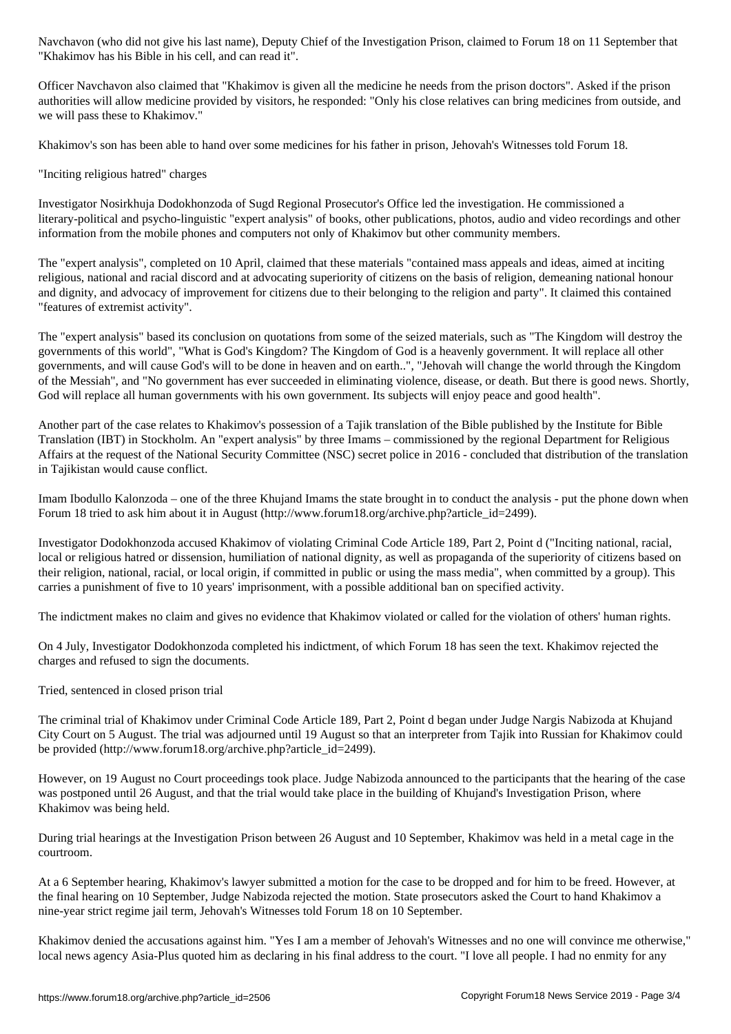Navchavon (who did not give his last name), Deputy Chief of the Investigation Prison, claimed to Forum 18 on 11 September that "Khakimov has his Bible in his cell, and can read it".

Officer Navchavon also claimed that "Khakimov is given all the medicine he needs from the prison doctors". Asked if the prison authorities will allow medicine provided by visitors, he responded: "Only his close relatives can bring medicines from outside, and we will pass these to Khakimov."

Khakimov's son has been able to hand over some medicines for his father in prison, Jehovah's Witnesses told Forum 18.

## "Inciting religious hatred" charges

Investigator Nosirkhuja Dodokhonzoda of Sugd Regional Prosecutor's Office led the investigation. He commissioned a literary-political and psycho-linguistic "expert analysis" of books, other publications, photos, audio and video recordings and other information from the mobile phones and computers not only of Khakimov but other community members.

The "expert analysis", completed on 10 April, claimed that these materials "contained mass appeals and ideas, aimed at inciting religious, national and racial discord and at advocating superiority of citizens on the basis of religion, demeaning national honour and dignity, and advocacy of improvement for citizens due to their belonging to the religion and party". It claimed this contained "features of extremist activity".

The "expert analysis" based its conclusion on quotations from some of the seized materials, such as "The Kingdom will destroy the governments of this world", "What is God's Kingdom? The Kingdom of God is a heavenly government. It will replace all other governments, and will cause God's will to be done in heaven and on earth..", "Jehovah will change the world through the Kingdom of the Messiah", and "No government has ever succeeded in eliminating violence, disease, or death. But there is good news. Shortly, God will replace all human governments with his own government. Its subjects will enjoy peace and good health".

Another part of the case relates to Khakimov's possession of a Tajik translation of the Bible published by the Institute for Bible Translation (IBT) in Stockholm. An "expert analysis" by three Imams – commissioned by the regional Department for Religious Affairs at the request of the National Security Committee (NSC) secret police in 2016 - concluded that distribution of the translation in Tajikistan would cause conflict.

Imam Ibodullo Kalonzoda – one of the three Khujand Imams the state brought in to conduct the analysis - put the phone down when Forum 18 tried to ask him about it in August (http://www.forum18.org/archive.php?article_id=2499).

Investigator Dodokhonzoda accused Khakimov of violating Criminal Code Article 189, Part 2, Point d ("Inciting national, racial, local or religious hatred or dissension, humiliation of national dignity, as well as propaganda of the superiority of citizens based on their religion, national, racial, or local origin, if committed in public or using the mass media", when committed by a group). This carries a punishment of five to 10 years' imprisonment, with a possible additional ban on specified activity.

The indictment makes no claim and gives no evidence that Khakimov violated or called for the violation of others' human rights.

On 4 July, Investigator Dodokhonzoda completed his indictment, of which Forum 18 has seen the text. Khakimov rejected the charges and refused to sign the documents.

## Tried, sentenced in closed prison trial

The criminal trial of Khakimov under Criminal Code Article 189, Part 2, Point d began under Judge Nargis Nabizoda at Khujand City Court on 5 August. The trial was adjourned until 19 August so that an interpreter from Tajik into Russian for Khakimov could be provided (http://www.forum18.org/archive.php?article_id=2499).

However, on 19 August no Court proceedings took place. Judge Nabizoda announced to the participants that the hearing of the case was postponed until 26 August, and that the trial would take place in the building of Khujand's Investigation Prison, where Khakimov was being held.

During trial hearings at the Investigation Prison between 26 August and 10 September, Khakimov was held in a metal cage in the courtroom.

At a 6 September hearing, Khakimov's lawyer submitted a motion for the case to be dropped and for him to be freed. However, at the final hearing on 10 September, Judge Nabizoda rejected the motion. State prosecutors asked the Court to hand Khakimov a nine-year strict regime jail term, Jehovah's Witnesses told Forum 18 on 10 September.

Khakimov denied the accusations against him. "Yes I am a member of Jehovah's Witnesses and no one will convince me otherwise," local news agency Asia-Plus quoted him as declaring in his final address to the court. "I love all people. I had no enmity for any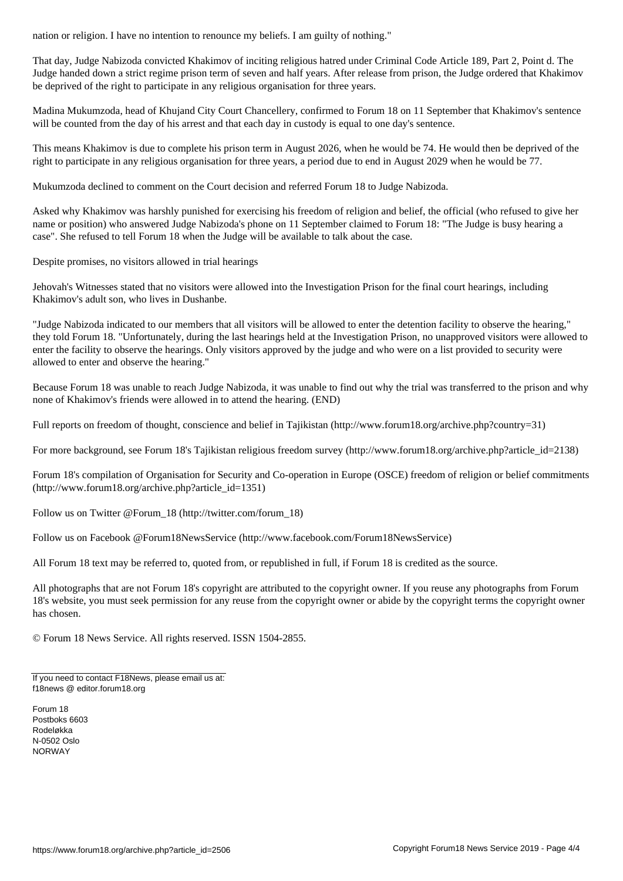nation or religion. I have no intention to renounce my beliefs. I am guilty of nothing."

That day, Judge Nabizoda convicted Khakimov of inciting religious hatred under Criminal Code Article 189, Part 2, Point d. The Judge handed down a strict regime prison term of seven and half years. After release from prison, the Judge ordered that Khakimov be deprived of the right to participate in any religious organisation for three years.

Madina Mukumzoda, head of Khujand City Court Chancellery, confirmed to Forum 18 on 11 September that Khakimov's sentence will be counted from the day of his arrest and that each day in custody is equal to one day's sentence.

This means Khakimov is due to complete his prison term in August 2026, when he would be 74. He would then be deprived of the right to participate in any religious organisation for three years, a period due to end in August 2029 when he would be 77.

Mukumzoda declined to comment on the Court decision and referred Forum 18 to Judge Nabizoda.

Asked why Khakimov was harshly punished for exercising his freedom of religion and belief, the official (who refused to give her name or position) who answered Judge Nabizoda's phone on 11 September claimed to Forum 18: "The Judge is busy hearing a case". She refused to tell Forum 18 when the Judge will be available to talk about the case.

## Despite promises, no visitors allowed in trial hearings

Jehovah's Witnesses stated that no visitors were allowed into the Investigation Prison for the final court hearings, including Khakimov's adult son, who lives in Dushanbe.

"Judge Nabizoda indicated to our members that all visitors will be allowed to enter the detention facility to observe the hearing," they told Forum 18. "Unfortunately, during the last hearings held at the Investigation Prison, no unapproved visitors were allowed to enter the facility to observe the hearings. Only visitors approved by the judge and who were on a list provided to security were allowed to enter and observe the hearing."

Because Forum 18 was unable to reach Judge Nabizoda, it was unable to find out why the trial was transferred to the prison and why none of Khakimov's friends were allowed in to attend the hearing. (END)

Full reports on freedom of thought, conscience and belief in Tajikistan (http://www.forum18.org/archive.php?country=31)

For more background, see Forum 18's Tajikistan religious freedom survey (http://www.forum18.org/archive.php?article_id=2138)

Forum 18's compilation of Organisation for Security and Co-operation in Europe (OSCE) freedom of religion or belief commitments (http://www.forum18.org/archive.php?article_id=1351)

Follow us on Twitter @Forum_18 (http://twitter.com/forum_18)

Follow us on Facebook @Forum18NewsService (http://www.facebook.com/Forum18NewsService)

All Forum 18 text may be referred to, quoted from, or republished in full, if Forum 18 is credited as the source.

All photographs that are not Forum 18's copyright are attributed to the copyright owner. If you reuse any photographs from Forum 18's website, you must seek permission for any reuse from the copyright owner or abide by the copyright terms the copyright owner has chosen.

© Forum 18 News Service. All rights reserved. ISSN 1504-2855.

If you need to contact F18News, please email us at:
f18news @ editor.forum18.org

Forum 18
Postboks 6603
Rodeløkka
N-0502 Oslo
NORWAY